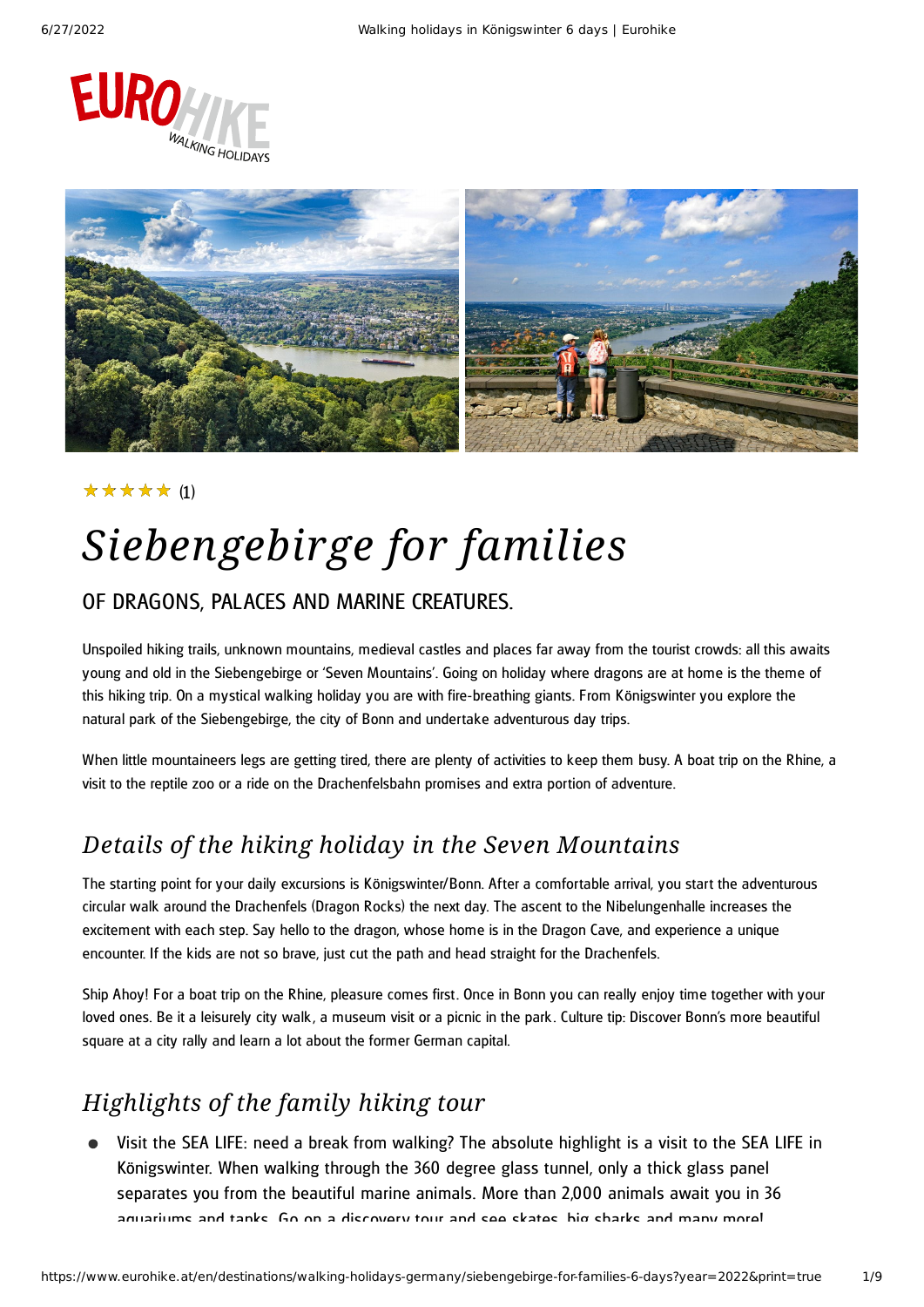★★★★★ (1)

# Siebengebirge for families

## OF DRAGONS, PALACES AND MARINE CREATURES.

Unspoiled hiking trails, unknown mountains, medieval castles and places far away from the tourist crowds: all this awaits young and old in the Siebengebirge or 'Seven Mountains'. Going on holiday where dragons are at home is the theme of this hiking trip. On a mystical walking holiday you are with fire-breathing giants. From Königswinter you explore the natural park of the Siebengebirge, the city of Bonn and undertake adventurous day trips.

When little mountaineers legs are getting tired, there are plenty of activities to keep them busy. A boat trip on the Rhine, a visit to the reptile zoo or a ride on the Drachenfelsbahn promises and extra portion of adventure.

## Details of the hiking holiday in the Seven Mountains

The starting point for your daily excursions is Königswinter/Bonn. After a comfortable arrival, you start the adventurous circular walk around the Drachenfels (Dragon Rocks) the next day. The ascent to the Nibelungenhalle increases the excitement with each step. Say hello to the dragon, whose home is in the Dragon Cave, and experience a unique encounter. If the kids are not so brave, just cut the path and head straight for the Drachenfels.

Ship Ahoy! For a boat trip on the Rhine, pleasure comes first. Once in Bonn you can really enjoy time together with your loved ones. Be it a leisurely city walk, a museum visit or a picnic in the park. Culture tip: Discover Bonn's more beautiful square at a city rally and learn a lot about the former German capital.

## Highlights of the family hiking tour

- Visit the SEA LIFE: need a break from walking? The absolute highlight is a visit to the SEA LIFE in Königswinter. When walking through the 360 degree glass tunnel, only a thick glass panel separates you from the beautiful marine animals. More than 2,000 animals await you in 36 aquariums and tanks. Go on a discovery tour and see skates, big sharks and many more!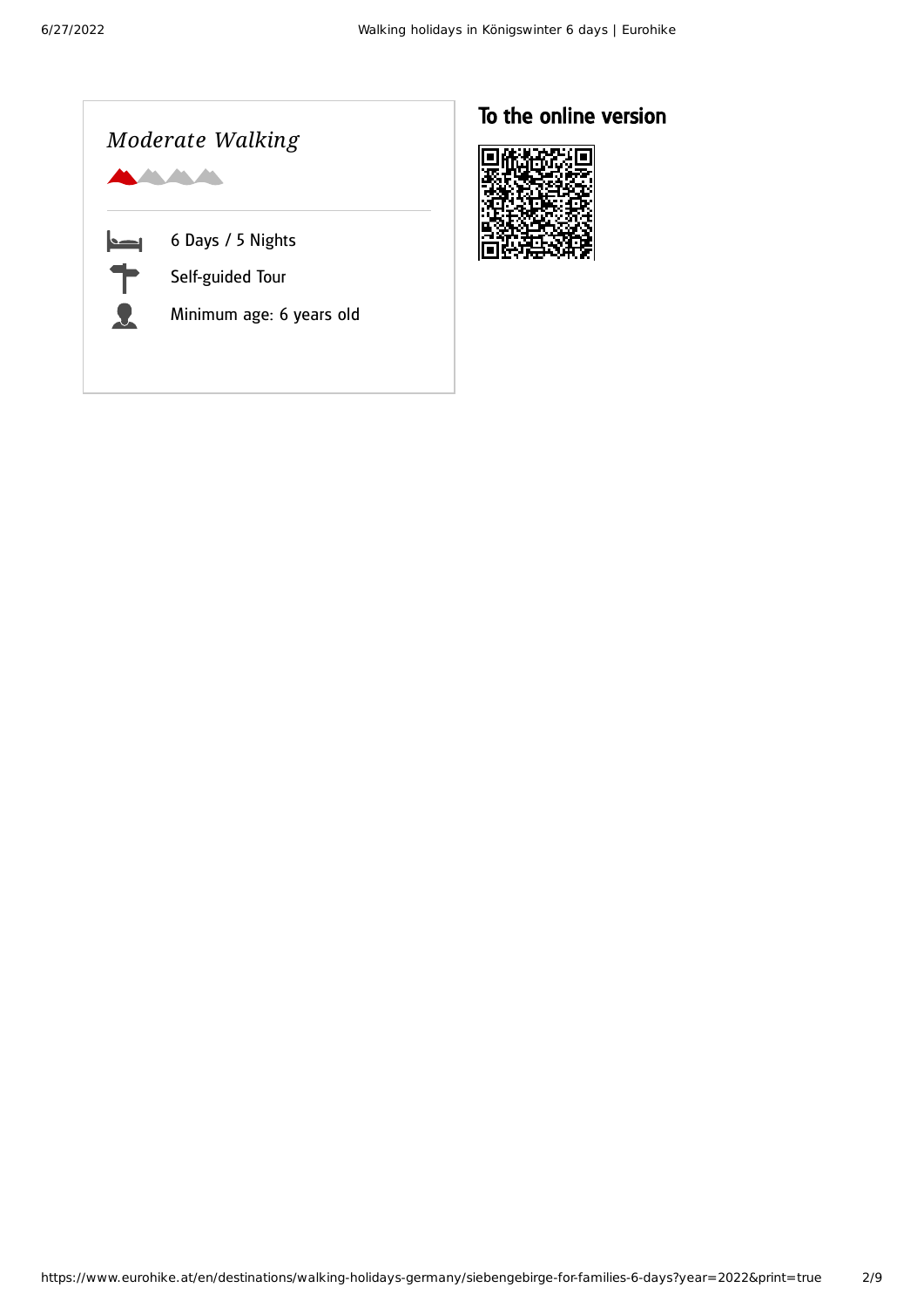*Moderate Walking*

6 Days / 5 Nights

Self-guided Tour

Minimum age: 6 years old

## To the online version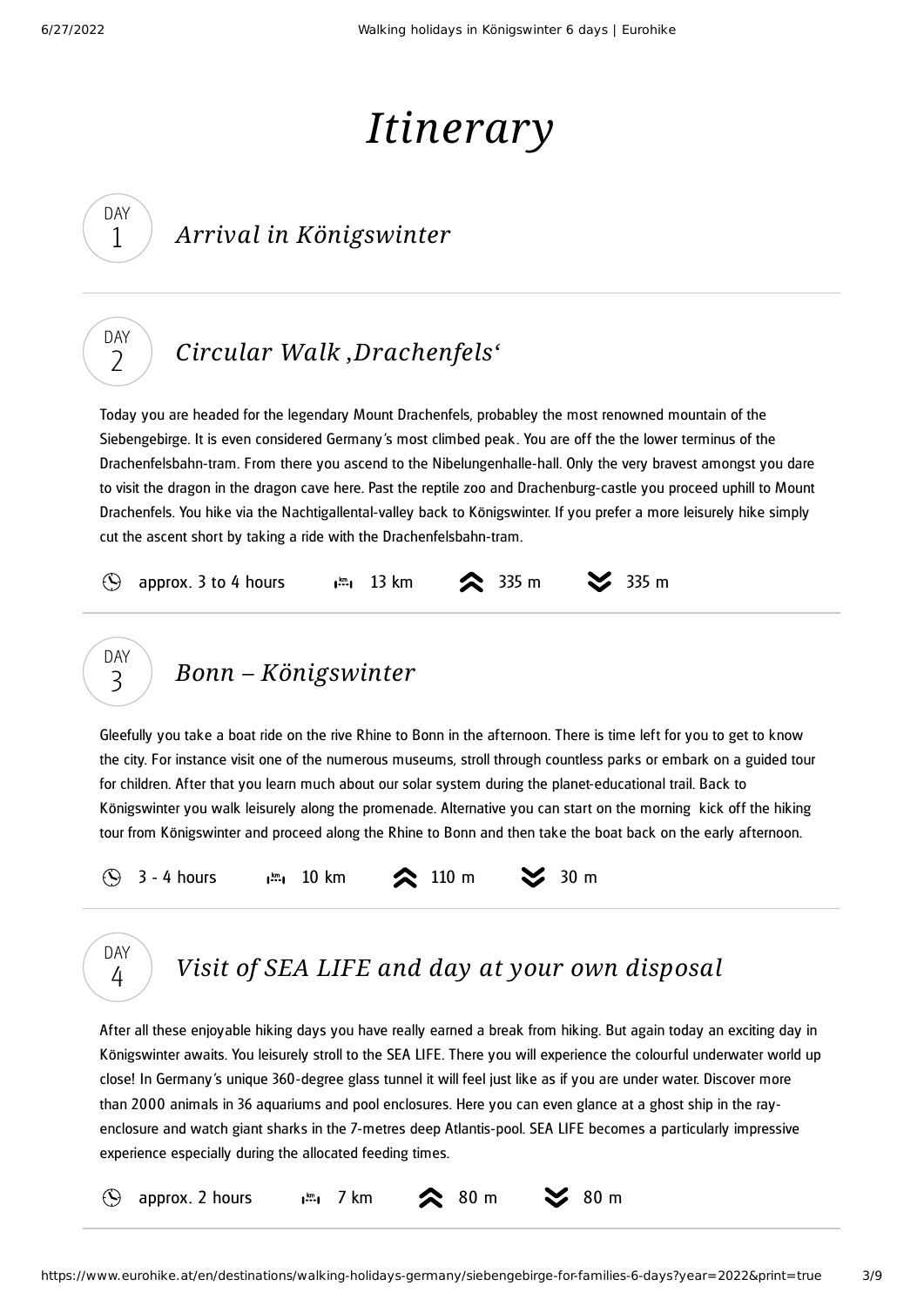# Itinerary

## DAY 1 *Arrival in Königswinter*

## DAY 2 *Circular Walk ‚Drachenfels'*

Today you are headed for the legendary Mount Drachenfels, probabley the most renowned mountain of the Siebengebirge. It is even considered Germany's most climbed peak. You are off the the lower terminus of the Drachenfelsbahn-tram. From there you ascend to the Nibelungenhalle-hall. Only the very bravest amongst you dare to visit the dragon in the dragon cave here. Past the reptile zoo and Drachenburg-castle you proceed uphill to Mount Drachenfels. You hike via the Nachtigallental-valley back to Königswinter. If you prefer a more leisurely hike simply cut the ascent short by taking a ride with the Drachenfelsbahn-tram.

approx. 3 to 4 hours | 13 km | 335 m | 335 m

## DAY 3 *Bonn – Königswinter*

Gleefully you take a boat ride on the rive Rhine to Bonn in the afternoon. There is time left for you to get to know the city. For instance visit one of the numerous museums, stroll through countless parks or embark on a guided tour for children. After that you learn much about our solar system during the planet-educational trail. Back to Königswinter you walk leisurely along the promenade. Alternative you can start on the morning kick off the hiking tour from Königswinter and proceed along the Rhine to Bonn and then take the boat back on the early afternoon.

3 - 4 hours | 10 km | 110 m | 30 m

## DAY 4 *Visit of SEA LIFE and day at your own disposal*

After all these enjoyable hiking days you have really earned a break from hiking. But again today an exciting day in Königswinter awaits. You leisurely stroll to the SEA LIFE. There you will experience the colourful underwater world up close! In Germany's unique 360-degree glass tunnel it will feel just like as if you are under water. Discover more than 2000 animals in 36 aquariums and pool enclosures. Here you can even glance at a ghost ship in the ray-enclosure and watch giant sharks in the 7-metres deep Atlantis-pool. SEA LIFE becomes a particularly impressive experience especially during the allocated feeding times.

approx. 2 hours | 7 km | 80 m | 80 m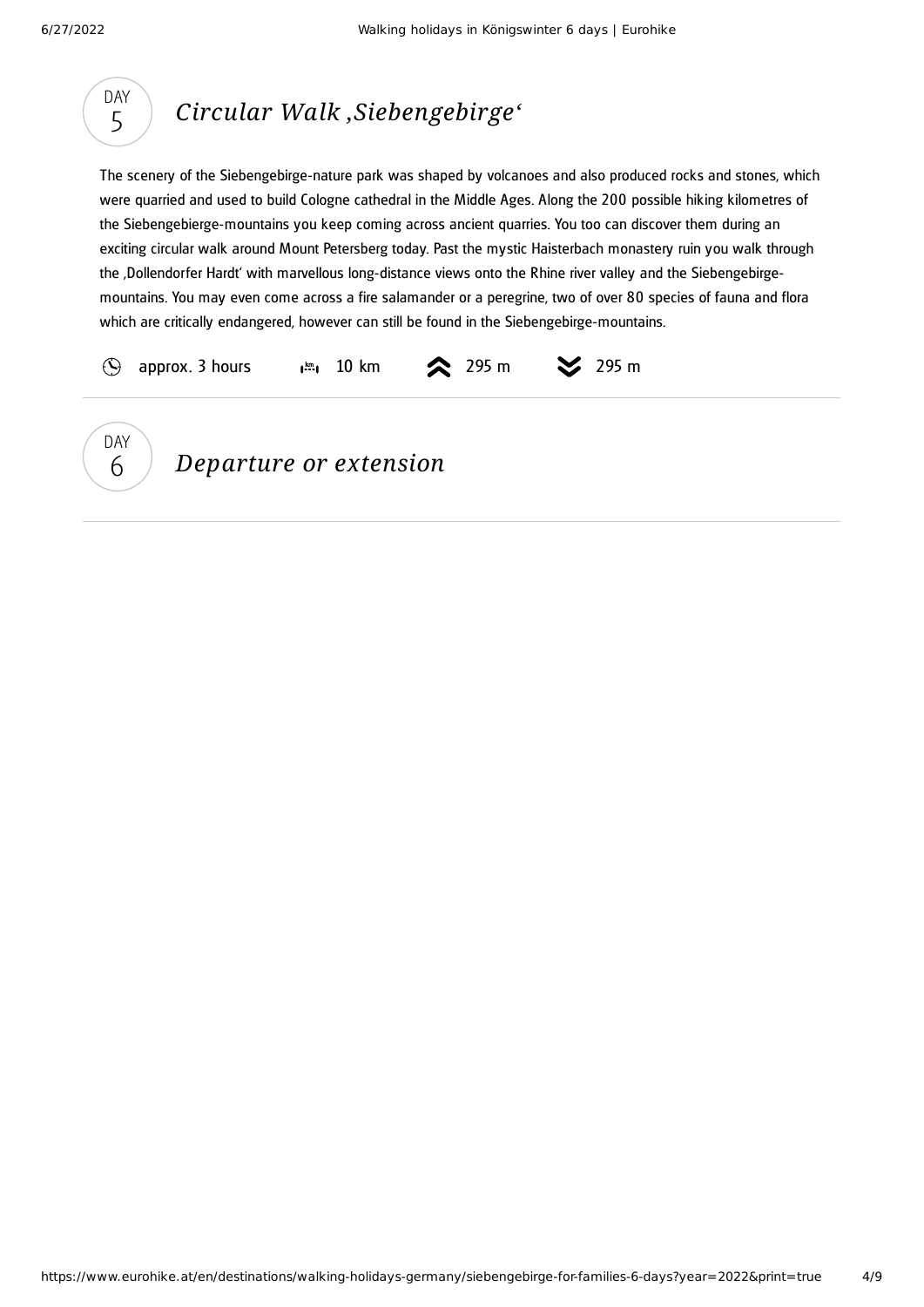## DAY 5 — *Circular Walk ‚Siebengebirge‘*

The scenery of the Siebengebirge-nature park was shaped by volcanoes and also produced rocks and stones, which were quarried and used to build Cologne cathedral in the Middle Ages. Along the 200 possible hiking kilometres of the Siebengebierge-mountains you keep coming across ancient quarries. You too can discover them during an exciting circular walk around Mount Petersberg today. Past the mystic Haisterbach monastery ruin you walk through the ‚Dollendorfer Hardt' with marvellous long-distance views onto the Rhine river valley and the Siebengebirge-mountains. You may even come across a fire salamander or a peregrine, two of over 80 species of fauna and flora which are critically endangered, however can still be found in the Siebengebirge-mountains.

approx. 3 hours | 10 km | 295 m | 295 m

## DAY 6 — *Departure or extension*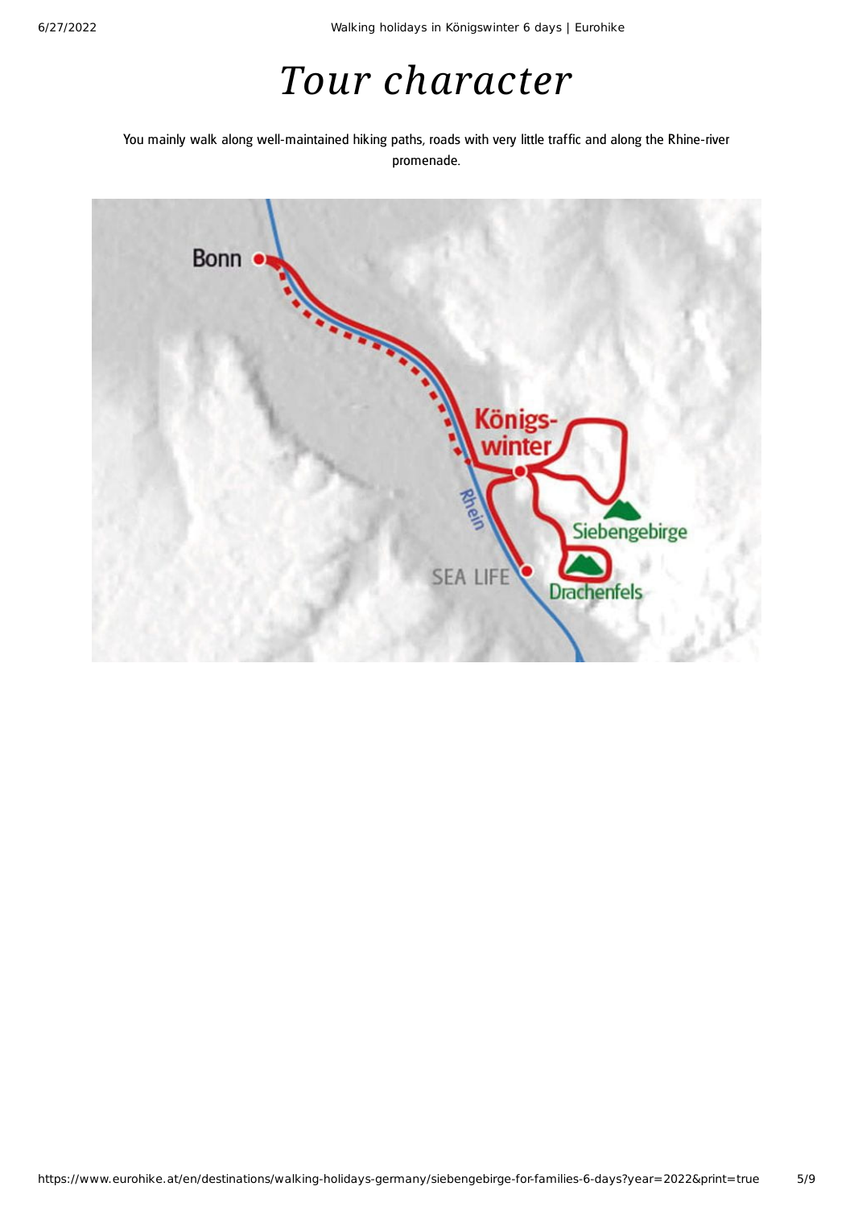# *Tour character*

You mainly walk along well-maintained hiking paths, roads with very little traffic and along the Rhine-river promenade.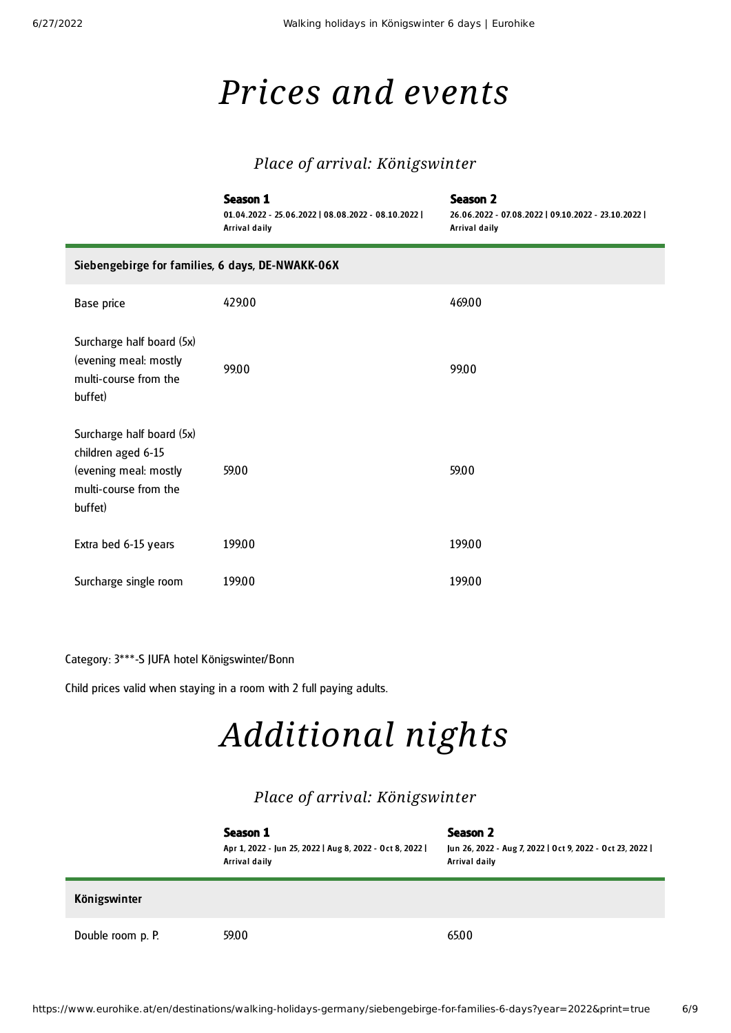# Prices and events

### Place of arrival: Königswinter

| | **Season 1**<br>01.04.2022 - 25.06.2022 \| 08.08.2022 - 08.10.2022 \| Arrival daily | **Season 2**<br>26.06.2022 - 07.08.2022 \| 09.10.2022 - 23.10.2022 \| Arrival daily |
|---|---|---|
| **Siebengebirge for families, 6 days, DE-NWAKK-06X** | | |
| Base price | 429.00 | 469.00 |
| Surcharge half board (5x) (evening meal: mostly multi-course from the buffet) | 99.00 | 99.00 |
| Surcharge half board (5x) children aged 6-15 (evening meal: mostly multi-course from the buffet) | 59.00 | 59.00 |
| Extra bed 6-15 years | 199.00 | 199.00 |
| Surcharge single room | 199.00 | 199.00 |

Category: 3***-S JUFA hotel Königswinter/Bonn

Child prices valid when staying in a room with 2 full paying adults.

# Additional nights

### Place of arrival: Königswinter

| | **Season 1**<br>Apr 1, 2022 - Jun 25, 2022 \| Aug 8, 2022 - Oct 8, 2022 \| Arrival daily | **Season 2**<br>Jun 26, 2022 - Aug 7, 2022 \| Oct 9, 2022 - Oct 23, 2022 \| Arrival daily |
|---|---|---|
| **Königswinter** | | |
| Double room p. P. | 59.00 | 65.00 |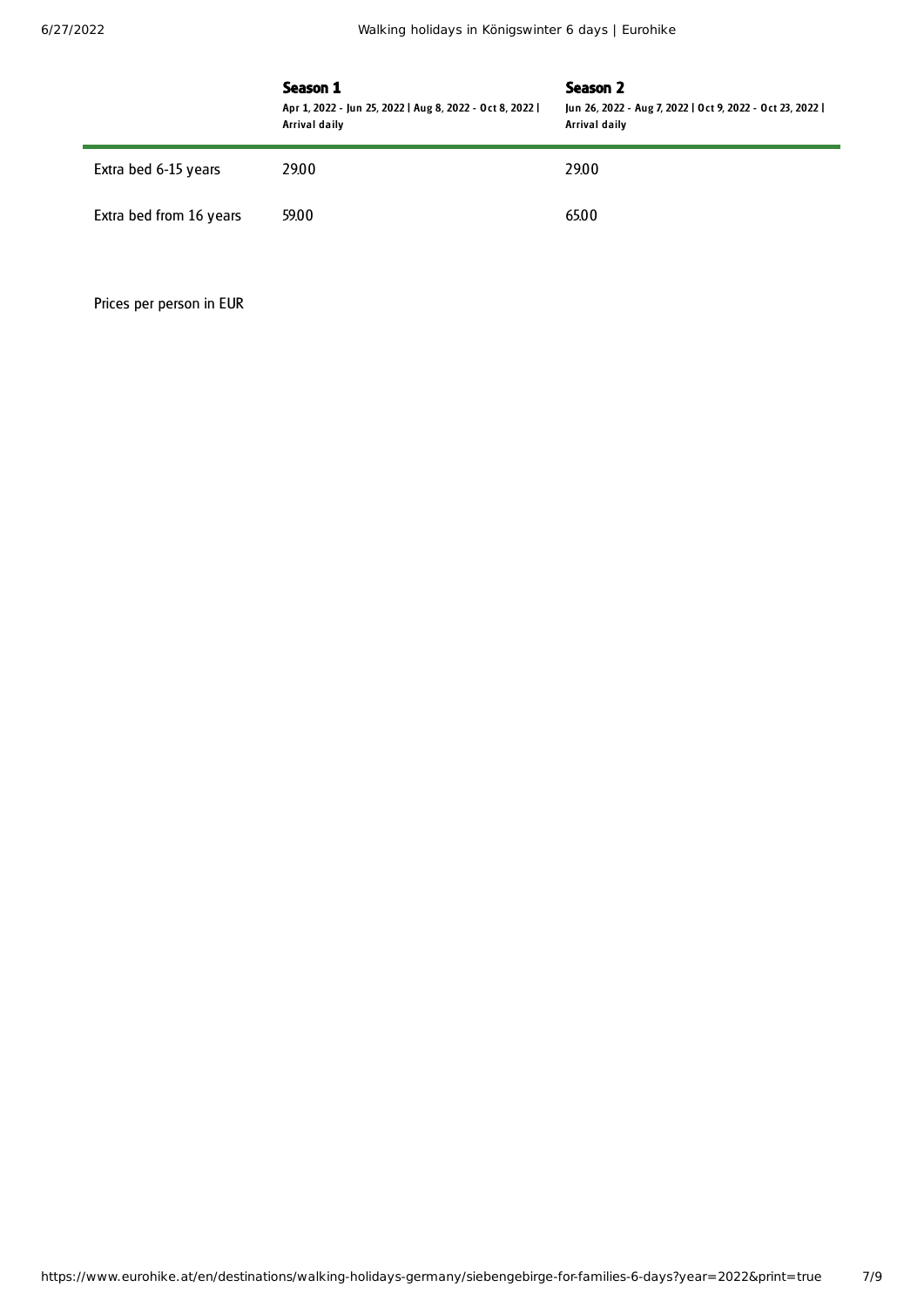| | **Season 1**<br>Apr 1, 2022 - Jun 25, 2022 \| Aug 8, 2022 - Oct 8, 2022 \| Arrival daily | **Season 2**<br>Jun 26, 2022 - Aug 7, 2022 \| Oct 9, 2022 - Oct 23, 2022 \| Arrival daily |
|---|---|---|
| Extra bed 6-15 years | 29.00 | 29.00 |
| Extra bed from 16 years | 59.00 | 65.00 |

Prices per person in EUR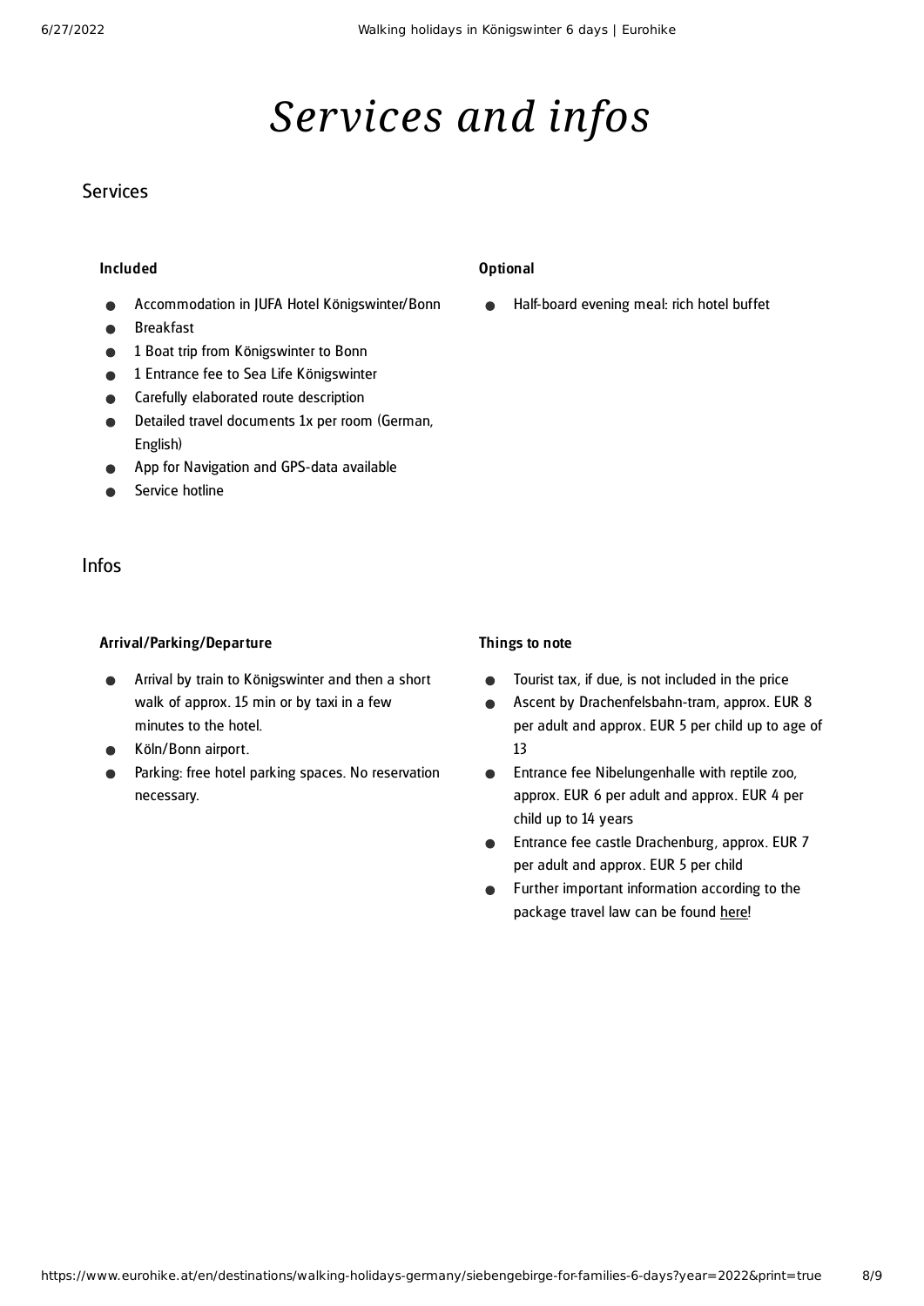# *Services and infos*

## Services

### Included

- Accommodation in JUFA Hotel Königswinter/Bonn
- Breakfast
- 1 Boat trip from Königswinter to Bonn
- 1 Entrance fee to Sea Life Königswinter
- Carefully elaborated route description
- Detailed travel documents 1x per room (German, English)
- App for Navigation and GPS-data available
- Service hotline

### Optional

- Half-board evening meal: rich hotel buffet

## Infos

### Arrival/Parking/Departure

- Arrival by train to Königswinter and then a short walk of approx. 15 min or by taxi in a few minutes to the hotel.
- Köln/Bonn airport.
- Parking: free hotel parking spaces. No reservation necessary.

### Things to note

- Tourist tax, if due, is not included in the price
- Ascent by Drachenfelsbahn-tram, approx. EUR 8 per adult and approx. EUR 5 per child up to age of 13
- Entrance fee Nibelungenhalle with reptile zoo, approx. EUR 6 per adult and approx. EUR 4 per child up to 14 years
- Entrance fee castle Drachenburg, approx. EUR 7 per adult and approx. EUR 5 per child
- Further important information according to the package travel law can be found here!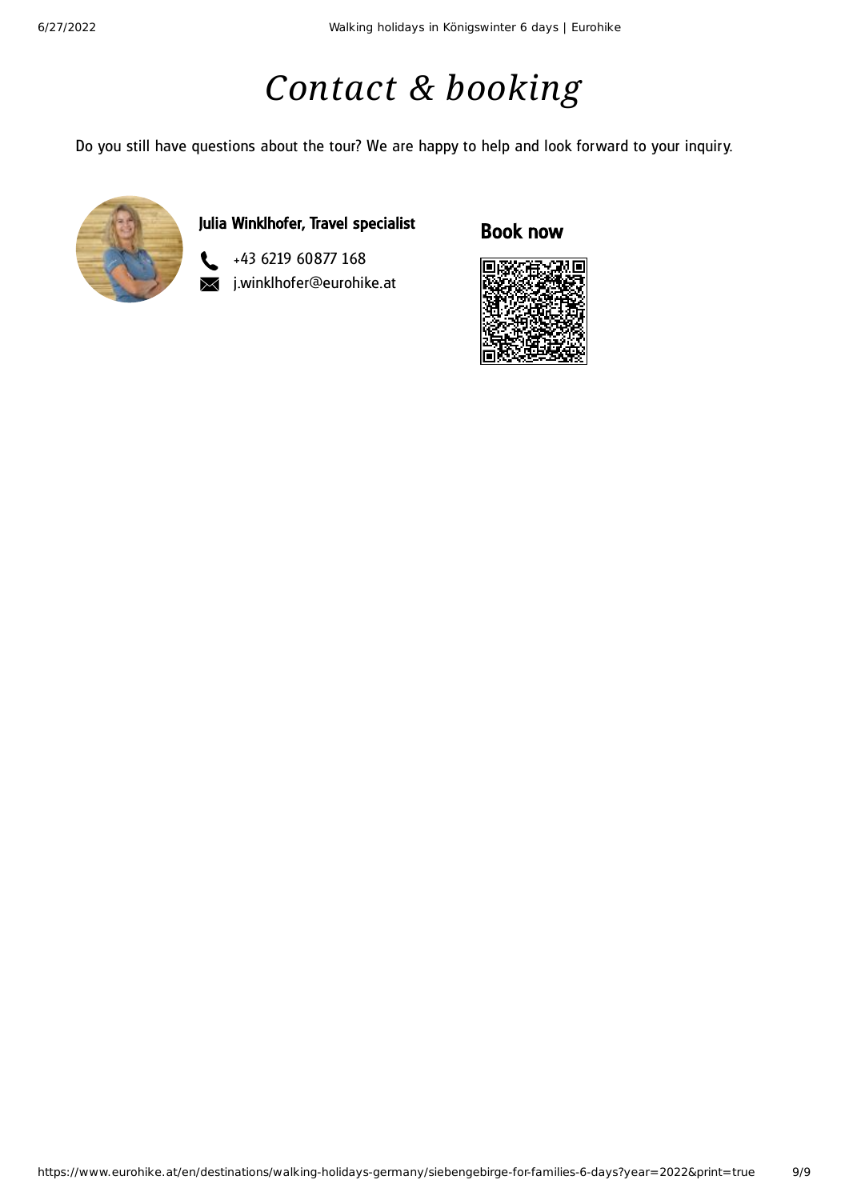# *Contact & booking*

Do you still have questions about the tour? We are happy to help and look forward to your inquiry.

**Julia Winklhofer, Travel specialist**

+43 6219 60877 168

j.winklhofer@eurohike.at

## Book now